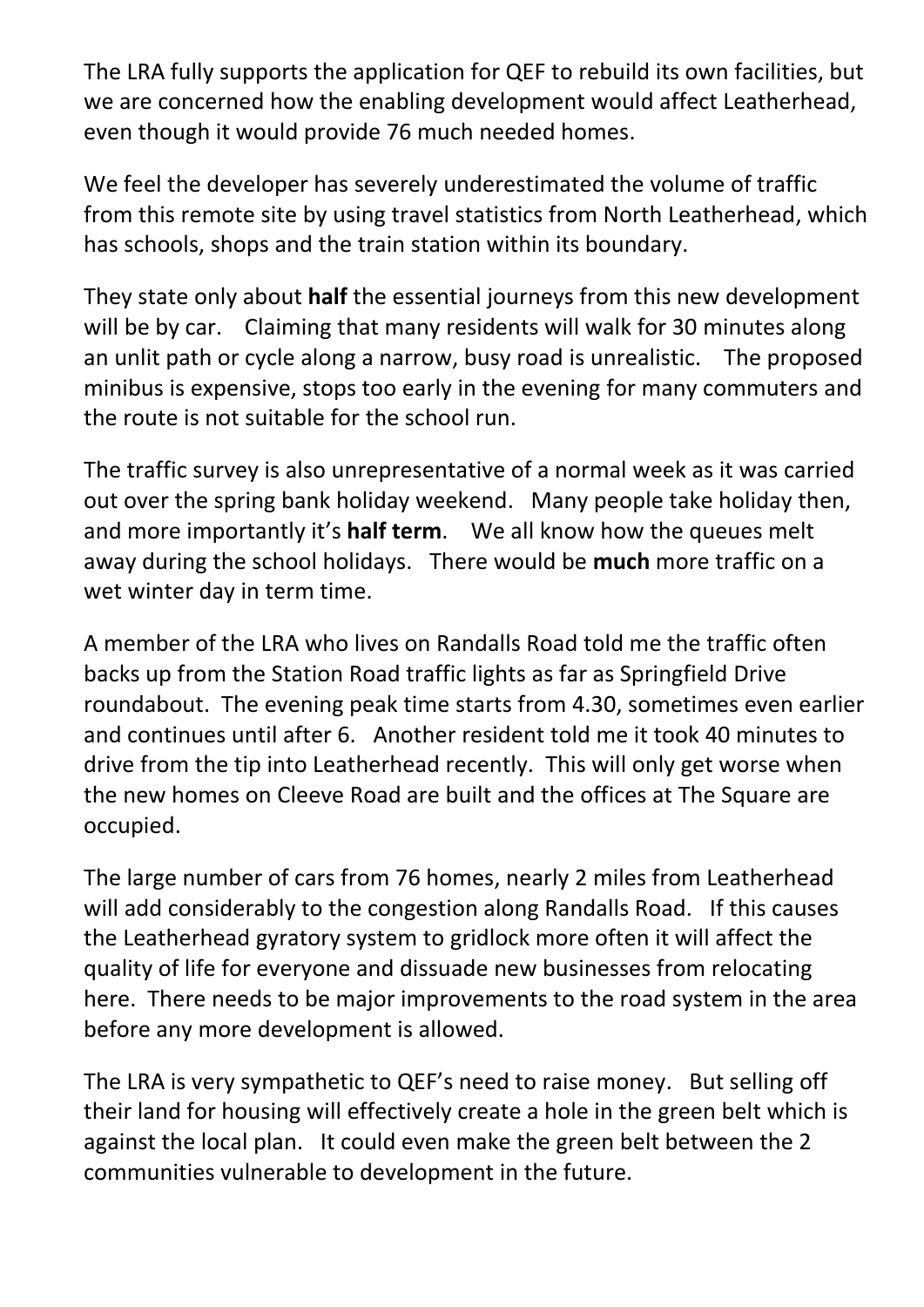The LRA fully supports the application for QEF to rebuild its own facilities, but we are concerned how the enabling development would affect Leatherhead, even though it would provide 76 much needed homes.

We feel the developer has severely underestimated the volume of traffic from this remote site by using travel statistics from North Leatherhead, which has schools, shops and the train station within its boundary.

They state only about **half** the essential journeys from this new development will be by car. Claiming that many residents will walk for 30 minutes along an unlit path or cycle along a narrow, busy road is unrealistic. The proposed minibus is expensive, stops too early in the evening for many commuters and the route is not suitable for the school run.

The traffic survey is also unrepresentative of a normal week as it was carried out over the spring bank holiday weekend. Many people take holiday then, and more importantly it's **half term**. We all know how the queues melt away during the school holidays. There would be **much** more traffic on a wet winter day in term time.

A member of the LRA who lives on Randalls Road told me the traffic often backs up from the Station Road traffic lights as far as Springfield Drive roundabout. The evening peak time starts from 4.30, sometimes even earlier and continues until after 6. Another resident told me it took 40 minutes to drive from the tip into Leatherhead recently. This will only get worse when the new homes on Cleeve Road are built and the offices at The Square are occupied.

The large number of cars from 76 homes, nearly 2 miles from Leatherhead will add considerably to the congestion along Randalls Road. If this causes the Leatherhead gyratory system to gridlock more often it will affect the quality of life for everyone and dissuade new businesses from relocating here. There needs to be major improvements to the road system in the area before any more development is allowed.

The LRA is very sympathetic to QEF's need to raise money. But selling off their land for housing will effectively create a hole in the green belt which is against the local plan. It could even make the green belt between the 2 communities vulnerable to development in the future.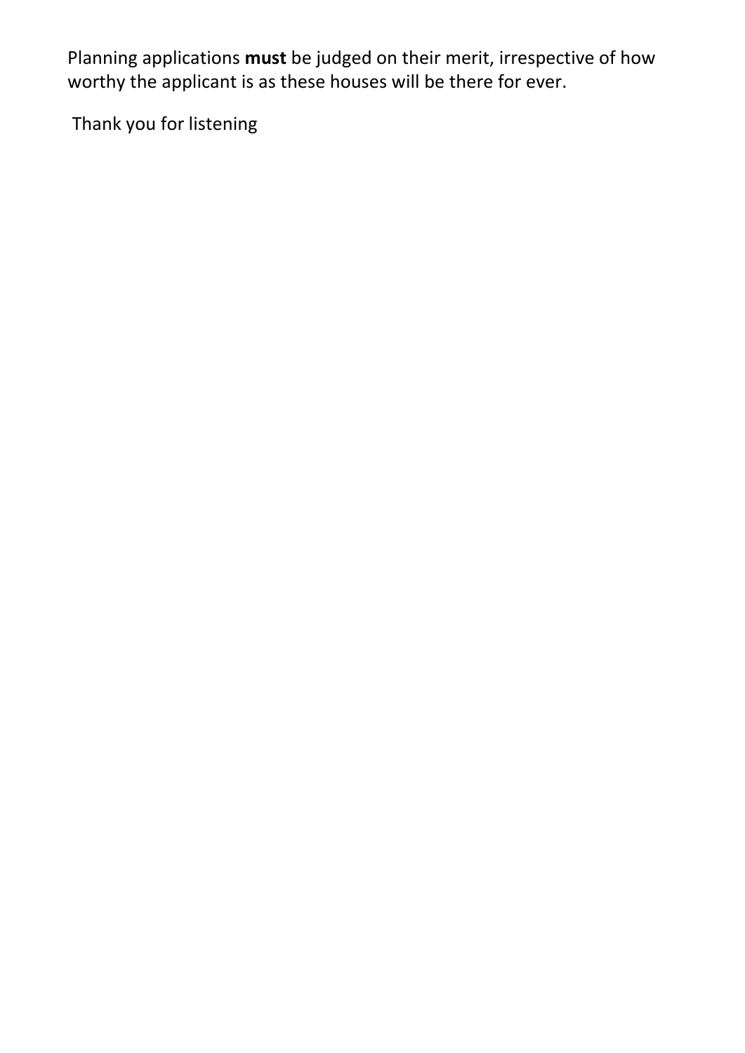Planning applications **must** be judged on their merit, irrespective of how worthy the applicant is as these houses will be there for ever.

Thank you for listening